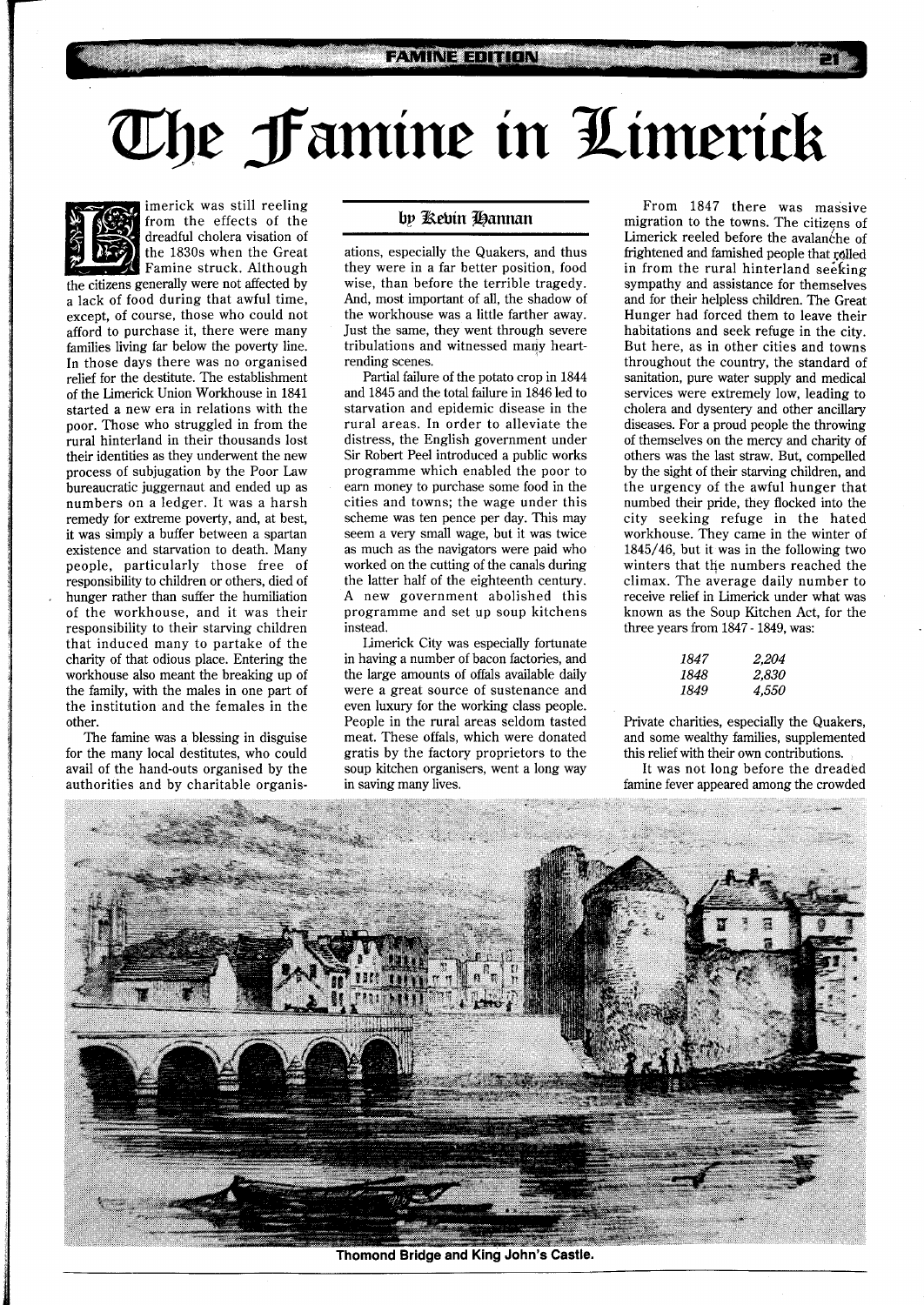# The Famine in Limerick

by Kevin Hannan

Limerick was still reeling from the effects of the dreadful cholera visation of the 1830s when the Great Famine struck. Although the citizens generally were not affected by a lack of food during that awful time, except, of course, those who could not afford to purchase it, there were many families living far below the poverty line. In those days there was no organised relief for the destitute. The establishment of the Limerick Union Workhouse in 1841 started a new era in relations with the poor. Those who struggled in from the rural hinterland in their thousands lost their identities as they underwent the new process of subjugation by the Poor Law bureaucratic juggernaut and ended up as numbers on a ledger. It was a harsh remedy for extreme poverty, and, at best, it was simply a buffer between a spartan existence and starvation to death. Many people, particularly those free of responsibility to children or others, died of hunger rather than suffer the humiliation of the workhouse, and it was their responsibility to their starving children that induced many to partake of the charity of that odious place. Entering the workhouse also meant the breaking up of the family, with the males in one part of the institution and the females in the other.

The famine was a blessing in disguise for the many local destitutes, who could avail of the hand-outs organised by the authorities and by charitable organisations, especially the Quakers, and thus they were in a far better position, food wise, than before the terrible tragedy. And, most important of all, the shadow of the workhouse was a little farther away. Just the same, they went through severe tribulations and witnessed many heart-rending scenes.

Partial failure of the potato crop in 1844 and 1845 and the total failure in 1846 led to starvation and epidemic disease in the rural areas. In order to alleviate the distress, the English government under Sir Robert Peel introduced a public works programme which enabled the poor to earn money to purchase some food in the cities and towns; the wage under this scheme was ten pence per day. This may seem a very small wage, but it was twice as much as the navigators were paid who worked on the cutting of the canals during the latter half of the eighteenth century. A new government abolished this programme and set up soup kitchens instead.

Limerick City was especially fortunate in having a number of bacon factories, and the large amounts of offals available daily were a great source of sustenance and even luxury for the working class people. People in the rural areas seldom tasted meat. These offals, which were donated gratis by the factory proprietors to the soup kitchen organisers, went a long way in saving many lives.

From 1847 there was massive migration to the towns. The citizens of Limerick reeled before the avalanche of frightened and famished people that rolled in from the rural hinterland seeking sympathy and assistance for themselves and for their helpless children. The Great Hunger had forced them to leave their habitations and seek refuge in the city. But here, as in other cities and towns throughout the country, the standard of sanitation, pure water supply and medical services were extremely low, leading to cholera and dysentery and other ancillary diseases. For a proud people the throwing of themselves on the mercy and charity of others was the last straw. But, compelled by the sight of their starving children, and the urgency of the awful hunger that numbed their pride, they flocked into the city seeking refuge in the hated workhouse. They came in the winter of 1845/46, but it was in the following two winters that the numbers reached the climax. The average daily number to receive relief in Limerick under what was known as the Soup Kitchen Act, for the three years from 1847 - 1849, was:

| | |
|---|---|
| *1847* | *2,204* |
| *1848* | *2,830* |
| *1849* | *4,550* |

Private charities, especially the Quakers, and some wealthy families, supplemented this relief with their own contributions.

It was not long before the dreaded famine fever appeared among the crowded

**Thomond Bridge and King John's Castle.**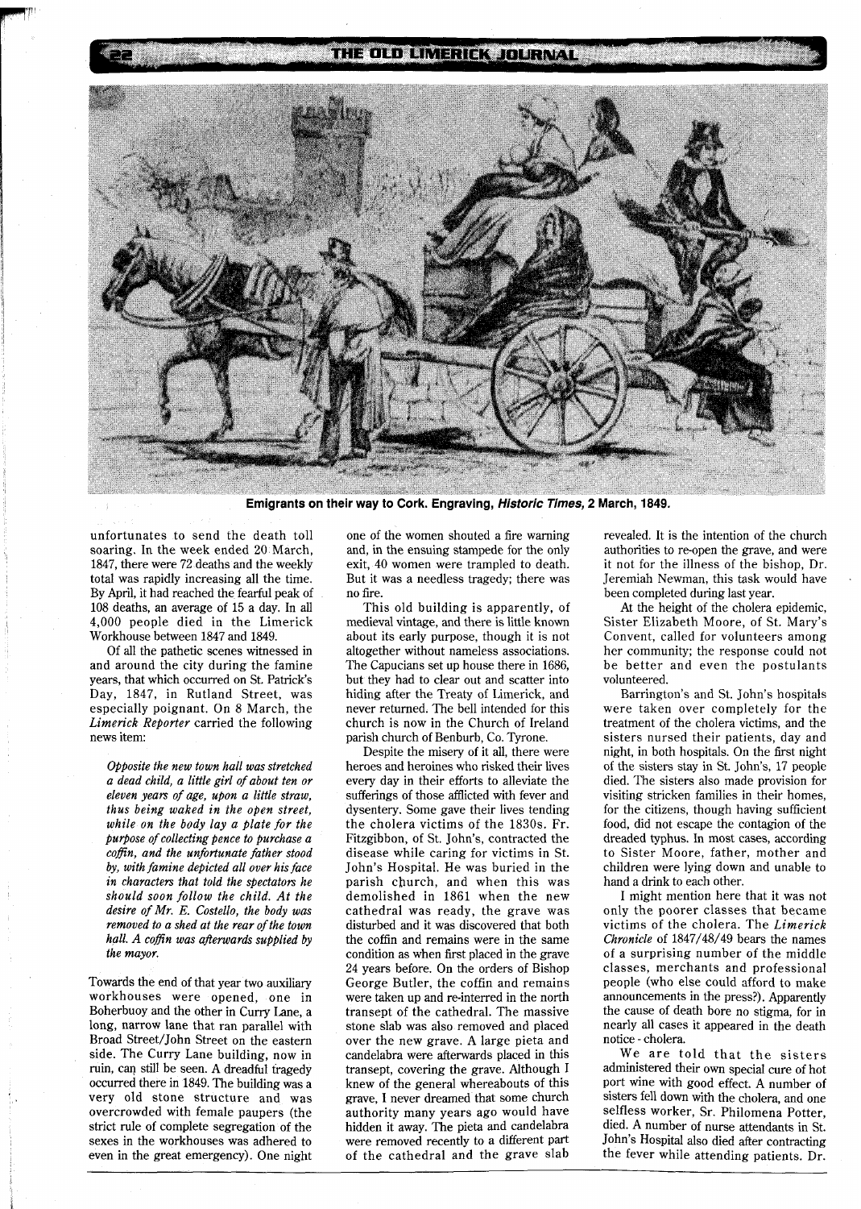Emigrants on their way to Cork. Engraving, ***Historic Times***, **2 March, 1849.**

unfortunates to send the death toll soaring. In the week ended 20 March, 1847, there were 72 deaths and the weekly total was rapidly increasing all the time. By April, it had reached the fearful peak of 108 deaths, an average of 15 a day. In all 4,000 people died in the Limerick Workhouse between 1847 and 1849.

Of all the pathetic scenes witnessed in and around the city during the famine years, that which occurred on St. Patrick's Day, 1847, in Rutland Street, was especially poignant. On 8 March, the *Limerick Reporter* carried the following news item:

> *Opposite the new town hall was stretched a dead child, a little girl of about ten or eleven years of age, upon a little straw, thus being waked in the open street, while on the body lay a plate for the purpose of collecting pence to purchase a coffin, and the unfortunate father stood by, with famine depicted all over his face in characters that told the spectators he should soon follow the child. At the desire of Mr. E. Costello, the body was removed to a shed at the rear of the town hall. A coffin was afterwards supplied by the mayor.*

Towards the end of that year two auxiliary workhouses were opened, one in Boherbuoy and the other in Curry Lane, a long, narrow lane that ran parallel with Broad Street/John Street on the eastern side. The Curry Lane building, now in ruin, can still be seen. A dreadful tragedy occurred there in 1849. The building was a very old stone structure and was overcrowded with female paupers (the strict rule of complete segregation of the sexes in the workhouses was adhered to even in the great emergency). One night one of the women shouted a fire warning and, in the ensuing stampede for the only exit, 40 women were trampled to death. But it was a needless tragedy; there was no fire.

This old building is apparently, of medieval vintage, and there is little known about its early purpose, though it is not altogether without nameless associations. The Capucians set up house there in 1686, but they had to clear out and scatter into hiding after the Treaty of Limerick, and never returned. The bell intended for this church is now in the Church of Ireland parish church of Benburb, Co. Tyrone.

Despite the misery of it all, there were heroes and heroines who risked their lives every day in their efforts to alleviate the sufferings of those afflicted with fever and dysentery. Some gave their lives tending the cholera victims of the 1830s. Fr. Fitzgibbon, of St. John's, contracted the disease while caring for victims in St. John's Hospital. He was buried in the parish church, and when this was demolished in 1861 when the new cathedral was ready, the grave was disturbed and it was discovered that both the coffin and remains were in the same condition as when first placed in the grave 24 years before. On the orders of Bishop George Butler, the coffin and remains were taken up and re-interred in the north transept of the cathedral. The massive stone slab was also removed and placed over the new grave. A large pieta and candelabra were afterwards placed in this transept, covering the grave. Although I knew of the general whereabouts of this grave, I never dreamed that some church authority many years ago would have hidden it away. The pieta and candelabra were removed recently to a different part of the cathedral and the grave slab revealed. It is the intention of the church authorities to re-open the grave, and were it not for the illness of the bishop, Dr. Jeremiah Newman, this task would have been completed during last year.

At the height of the cholera epidemic, Sister Elizabeth Moore, of St. Mary's Convent, called for volunteers among her community; the response could not be better and even the postulants volunteered.

Barrington's and St. John's hospitals were taken over completely for the treatment of the cholera victims, and the sisters nursed their patients, day and night, in both hospitals. On the first night of the sisters stay in St. John's, 17 people died. The sisters also made provision for visiting stricken families in their homes, for the citizens, though having sufficient food, did not escape the contagion of the dreaded typhus. In most cases, according to Sister Moore, father, mother and children were lying down and unable to hand a drink to each other.

I might mention here that it was not only the poorer classes that became victims of the cholera. The *Limerick Chronicle* of 1847/48/49 bears the names of a surprising number of the middle classes, merchants and professional people (who else could afford to make announcements in the press?). Apparently the cause of death bore no stigma, for in nearly all cases it appeared in the death notice - cholera.

We are told that the sisters administered their own special cure of hot port wine with good effect. A number of sisters fell down with the cholera, and one selfless worker, Sr. Philomena Potter, died. A number of nurse attendants in St. John's Hospital also died after contracting the fever while attending patients. Dr.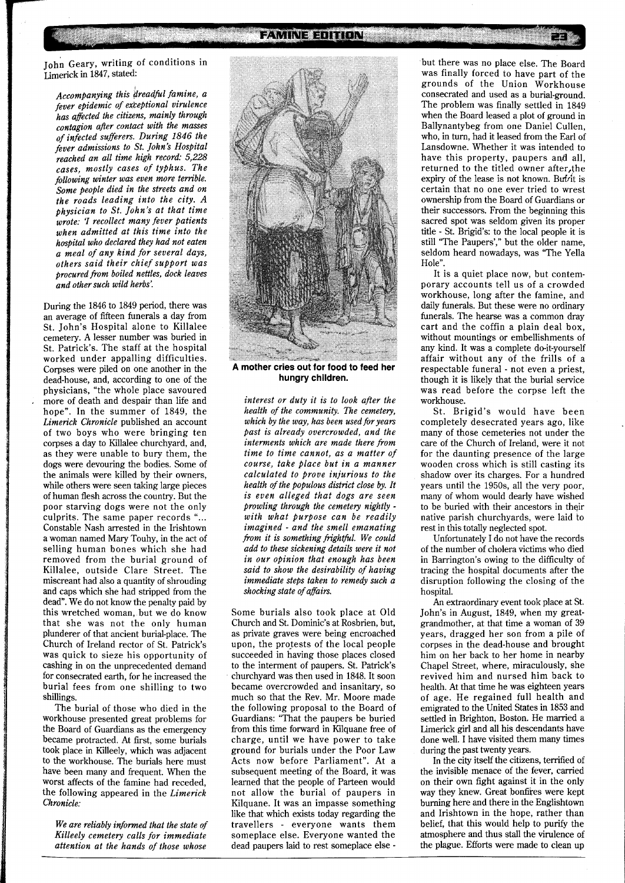John Geary, writing of conditions in Limerick in 1847, stated:

*Accompanying this dreadful famine, a fever epidemic of exceptional virulence has affected the citizens, mainly through contagion after contact with the masses of infected sufferers. During 1846 the fever admissions to St. John's Hospital reached an all time high record: 5,228 cases, mostly cases of typhus. The following winter was even more terrible. Some people died in the streets and on the roads leading into the city. A physician to St. John's at that time wrote: 'I recollect many fever patients when admitted at this time into the hospital who declared they had not eaten a meal of any kind for several days, others said their chief support was procured from boiled nettles, dock leaves and other such wild herbs'.*

During the 1846 to 1849 period, there was an average of fifteen funerals a day from St. John's Hospital alone to Killalee cemetery. A lesser number was buried in St. Patrick's. The staff at the hospital worked under appalling difficulties. Corpses were piled on one another in the dead-house, and, according to one of the physicians, "the whole place savoured more of death and despair than life and hope". In the summer of 1849, the *Limerick Chronicle* published an account of two boys who were bringing ten corpses a day to Killalee churchyard, and, as they were unable to bury them, the dogs were devouring the bodies. Some of the animals were killed by their owners, while others were seen taking large pieces of human flesh across the country. But the poor starving dogs were not the only culprits. The same paper records "... Constable Nash arrested in the Irishtown a woman named Mary Touhy, in the act of selling human bones which she had removed from the burial ground of Killalee, outside Clare Street. The miscreant had also a quantity of shrouding and caps which she had stripped from the dead". We do not know the penalty paid by this wretched woman, but we do know that she was not the only human plunderer of that ancient burial-place. The Church of Ireland rector of St. Patrick's was quick to sieze his opportunity of cashing in on the unprecedented demand for consecrated earth, for he increased the burial fees from one shilling to two shillings.

The burial of those who died in the workhouse presented great problems for the Board of Guardians as the emergency became protracted. At first, some burials took place in Killeely, which was adjacent to the workhouse. The burials here must have been many and frequent. When the worst affects of the famine had receded, the following appeared in the *Limerick Chronicle*:

*We are reliably informed that the state of Killeely cemetery calls for immediate attention at the hands of those whose interest or duty it is to look after the health of the community. The cemetery, which by the way, has been used for years past is already overcrowded, and the interments which are made there from time to time cannot, as a matter of course, take place but in a manner calculated to prove injurious to the health of the populous district close by. It is even alleged that dogs are seen prowling through the cemetery nightly - with what purpose can be readily imagined - and the smell emanating from it is something frightful. We could add to these sickening details were it not in our opinion that enough has been said to show the desirability of having immediate steps taken to remedy such a shocking state of affairs.*

**A mother cries out for food to feed her hungry children.**

Some burials also took place at Old Church and St. Dominic's at Rosbrien, but, as private graves were being encroached upon, the protests of the local people succeeded in having those places closed to the interment of paupers. St. Patrick's churchyard was then used in 1848. It soon became overcrowded and insanitary, so much so that the Rev. Mr. Moore made the following proposal to the Board of Guardians: "That the paupers be buried from this time forward in Kilquane free of charge, until we have power to take ground for burials under the Poor Law Acts now before Parliament". At a subsequent meeting of the Board, it was learned that the people of Parteen would not allow the burial of paupers in Kilquane. It was an impasse something like that which exists today regarding the travellers - everyone wants them someplace else. Everyone wanted the dead paupers laid to rest someplace else - but there was no place else. The Board was finally forced to have part of the grounds of the Union Workhouse consecrated and used as a burial-ground. The problem was finally settled in 1849 when the Board leased a plot of ground in Ballynantybeg from one Daniel Cullen, who, in turn, had it leased from the Earl of Lansdowne. Whether it was intended to have this property, paupers and all, returned to the titled owner after the expiry of the lease is not known. But it is certain that no one ever tried to wrest ownership from the Board of Guardians or their successors. From the beginning this sacred spot was seldom given its proper title - St. Brigid's: to the local people it is still "The Paupers'," but the older name, seldom heard nowadays, was "The Yella Hole".

It is a quiet place now, but contemporary accounts tell us of a crowded workhouse, long after the famine, and daily funerals. But these were no ordinary funerals. The hearse was a common dray cart and the coffin a plain deal box, without mountings or embellishments of any kind. It was a complete do-it-yourself affair without any of the frills of a respectable funeral - not even a priest, though it is likely that the burial service was read before the corpse left the workhouse.

St. Brigid's would have been completely desecrated years ago, like many of those cemeteries not under the care of the Church of Ireland, were it not for the daunting presence of the large wooden cross which is still casting its shadow over its charges. For a hundred years until the 1950s, all the very poor, many of whom would dearly have wished to be buried with their ancestors in their native parish churchyards, were laid to rest in this totally neglected spot.

Unfortunately I do not have the records of the number of cholera victims who died in Barrington's owing to the difficulty of tracing the hospital documents after the disruption following the closing of the hospital.

An extraordinary event took place at St. John's in August, 1849, when my great-grandmother, at that time a woman of 39 years, dragged her son from a pile of corpses in the dead-house and brought him on her back to her home in nearby Chapel Street, where, miraculously, she revived him and nursed him back to health. At that time he was eighteen years of age. He regained full health and emigrated to the United States in 1853 and settled in Brighton, Boston. He married a Limerick girl and all his descendants have done well. I have visited them many times during the past twenty years.

In the city itself the citizens, terrified of the invisible menace of the fever, carried on their own fight against it in the only way they knew. Great bonfires were kept burning here and there in the Englishtown and Irishtown in the hope, rather than belief, that this would help to purify the atmosphere and thus stall the virulence of the plague. Efforts were made to clean up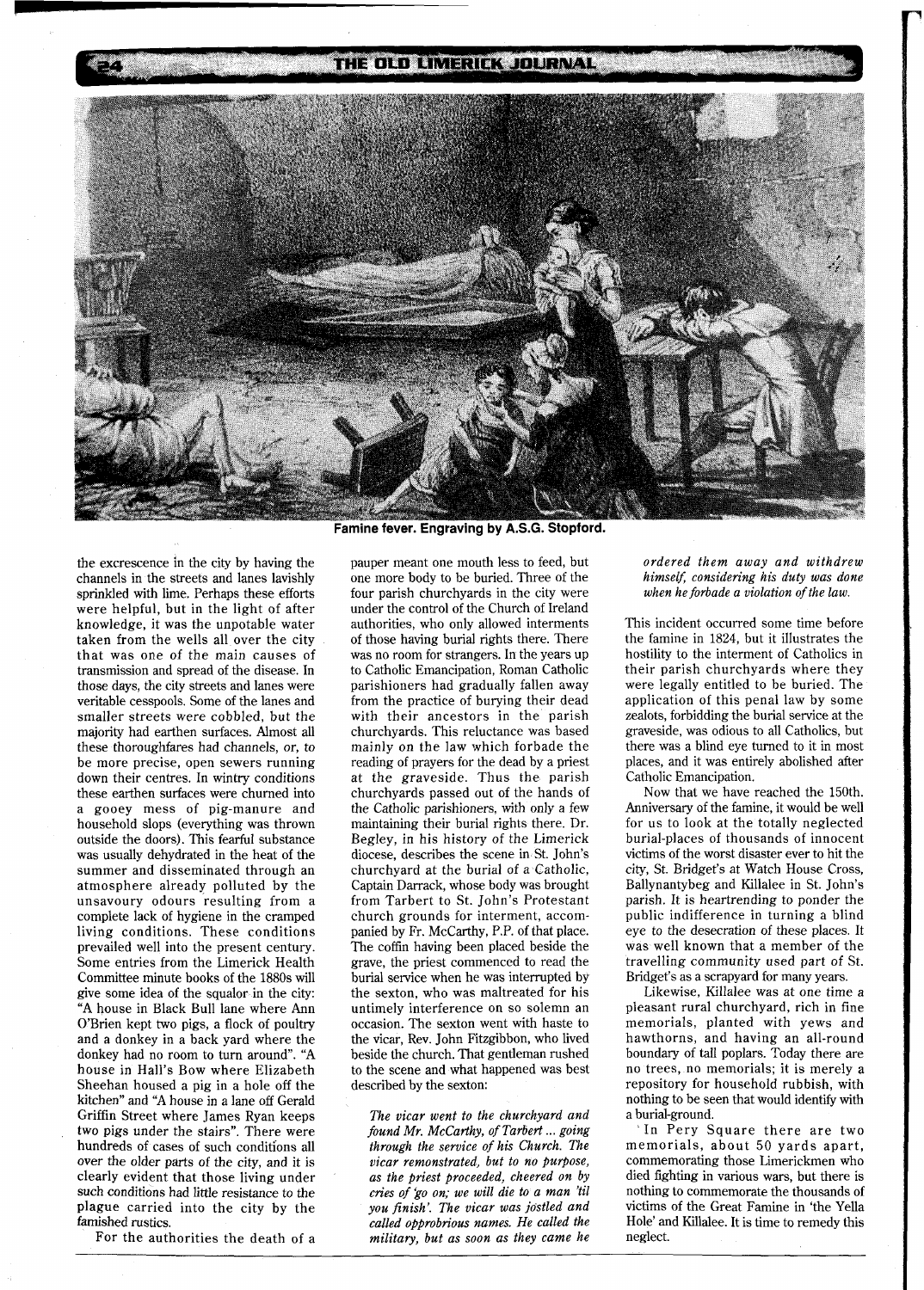Famine fever. Engraving by A.S.G. Stopford.

the excrescence in the city by having the channels in the streets and lanes lavishly sprinkled with lime. Perhaps these efforts were helpful, but in the light of after knowledge, it was the unpotable water taken from the wells all over the city that was one of the main causes of transmission and spread of the disease. In those days, the city streets and lanes were veritable cesspools. Some of the lanes and smaller streets were cobbled, but the majority had earthen surfaces. Almost all these thoroughfares had channels, or, to be more precise, open sewers running down their centres. In wintry conditions these earthen surfaces were churned into a gooey mess of pig-manure and household slops (everything was thrown outside the doors). This fearful substance was usually dehydrated in the heat of the summer and disseminated through an atmosphere already polluted by the unsavoury odours resulting from a complete lack of hygiene in the cramped living conditions. These conditions prevailed well into the present century. Some entries from the Limerick Health Committee minute books of the 1880s will give some idea of the squalor in the city: "A house in Black Bull lane where Ann O'Brien kept two pigs, a flock of poultry and a donkey in a back yard where the donkey had no room to turn around". "A house in Hall's Bow where Elizabeth Sheehan housed a pig in a hole off the kitchen" and "A house in a lane off Gerald Griffin Street where James Ryan keeps two pigs under the stairs". There were hundreds of cases of such conditions all over the older parts of the city, and it is clearly evident that those living under such conditions had little resistance to the plague carried into the city by the famished rustics.

For the authorities the death of a pauper meant one mouth less to feed, but one more body to be buried. Three of the four parish churchyards in the city were under the control of the Church of Ireland authorities, who only allowed interments of those having burial rights there. There was no room for strangers. In the years up to Catholic Emancipation, Roman Catholic parishioners had gradually fallen away from the practice of burying their dead with their ancestors in the parish churchyards. This reluctance was based mainly on the law which forbade the reading of prayers for the dead by a priest at the graveside. Thus the parish churchyards passed out of the hands of the Catholic parishioners, with only a few maintaining their burial rights there. Dr. Begley, in his history of the Limerick diocese, describes the scene in St. John's churchyard at the burial of a Catholic, Captain Darrack, whose body was brought from Tarbert to St. John's Protestant church grounds for interment, accompanied by Fr. McCarthy, P.P. of that place. The coffin having been placed beside the grave, the priest commenced to read the burial service when he was interrupted by the sexton, who was maltreated for his untimely interference on so solemn an occasion. The sexton went with haste to the vicar, Rev. John Fitzgibbon, who lived beside the church. That gentleman rushed to the scene and what happened was best described by the sexton:

> *The vicar went to the churchyard and found Mr. McCarthy, of Tarbert ... going through the service of his Church. The vicar remonstrated, but to no purpose, as the priest proceeded, cheered on by cries of 'go on; we will die to a man 'til you finish'. The vicar was jostled and called opprobrious names. He called the military, but as soon as they came he ordered them away and withdrew himself, considering his duty was done when he forbade a violation of the law.*

This incident occurred some time before the famine in 1824, but it illustrates the hostility to the interment of Catholics in their parish churchyards where they were legally entitled to be buried. The application of this penal law by some zealots, forbidding the burial service at the graveside, was odious to all Catholics, but there was a blind eye turned to it in most places, and it was entirely abolished after Catholic Emancipation.

Now that we have reached the 150th. Anniversary of the famine, it would be well for us to look at the totally neglected burial-places of thousands of innocent victims of the worst disaster ever to hit the city, St. Bridget's at Watch House Cross, Ballynantybeg and Killalee in St. John's parish. It is heartrending to ponder the public indifference in turning a blind eye to the desecration of these places. It was well known that a member of the travelling community used part of St. Bridget's as a scrapyard for many years.

Likewise, Killalee was at one time a pleasant rural churchyard, rich in fine memorials, planted with yews and hawthorns, and having an all-round boundary of tall poplars. Today there are no trees, no memorials; it is merely a repository for household rubbish, with nothing to be seen that would identify with a burial-ground.

In Pery Square there are two memorials, about 50 yards apart, commemorating those Limerickmen who died fighting in various wars, but there is nothing to commemorate the thousands of victims of the Great Famine in 'the Yella Hole' and Killalee. It is time to remedy this neglect.